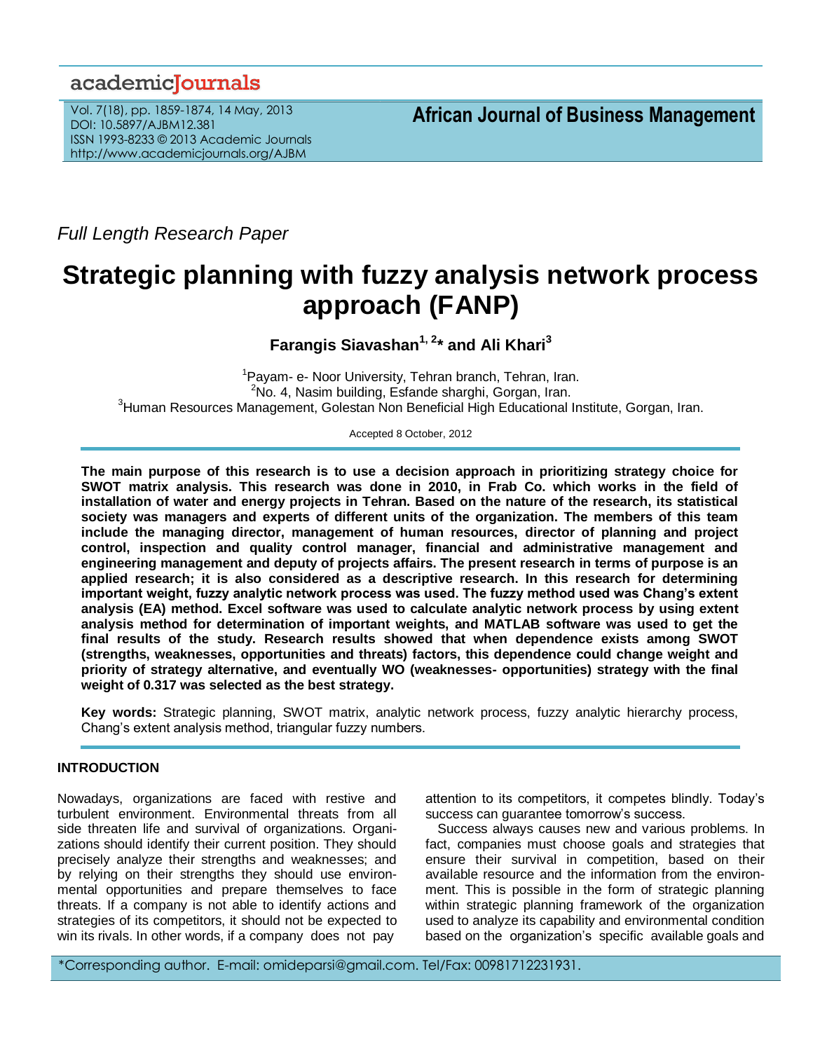*Full Length Research Paper*

# Strategic planning with fuzzy analysis network process approach (FANP)

**Farangis Siavashan[1, 2]* and Ali Khari[3]**

[1]Payam- e- Noor University, Tehran branch, Tehran, Iran.
[2]No. 4, Nasim building, Esfande sharghi, Gorgan, Iran.
[3]Human Resources Management, Golestan Non Beneficial High Educational Institute, Gorgan, Iran.

Accepted 8 October, 2012

**The main purpose of this research is to use a decision approach in prioritizing strategy choice for SWOT matrix analysis. This research was done in 2010, in Frab Co. which works in the field of installation of water and energy projects in Tehran. Based on the nature of the research, its statistical society was managers and experts of different units of the organization. The members of this team include the managing director, management of human resources, director of planning and project control, inspection and quality control manager, financial and administrative management and engineering management and deputy of projects affairs. The present research in terms of purpose is an applied research; it is also considered as a descriptive research. In this research for determining important weight, fuzzy analytic network process was used. The fuzzy method used was Chang's extent analysis (EA) method. Excel software was used to calculate analytic network process by using extent analysis method for determination of important weights, and MATLAB software was used to get the final results of the study. Research results showed that when dependence exists among SWOT (strengths, weaknesses, opportunities and threats) factors, this dependence could change weight and priority of strategy alternative, and eventually WO (weaknesses- opportunities) strategy with the final weight of 0.317 was selected as the best strategy.**

**Key words:** Strategic planning, SWOT matrix, analytic network process, fuzzy analytic hierarchy process, Chang's extent analysis method, triangular fuzzy numbers.

## INTRODUCTION

Nowadays, organizations are faced with restive and turbulent environment. Environmental threats from all side threaten life and survival of organizations. Organizations should identify their current position. They should precisely analyze their strengths and weaknesses; and by relying on their strengths they should use environmental opportunities and prepare themselves to face threats. If a company is not able to identify actions and strategies of its competitors, it should not be expected to win its rivals. In other words, if a company does not pay attention to its competitors, it competes blindly. Today's success can guarantee tomorrow's success.

Success always causes new and various problems. In fact, companies must choose goals and strategies that ensure their survival in competition, based on their available resource and the information from the environment. This is possible in the form of strategic planning within strategic planning framework of the organization used to analyze its capability and environmental condition based on the organization's specific available goals and

*Corresponding author. E-mail: omideparsi@gmail.com. Tel/Fax: 00981712231931.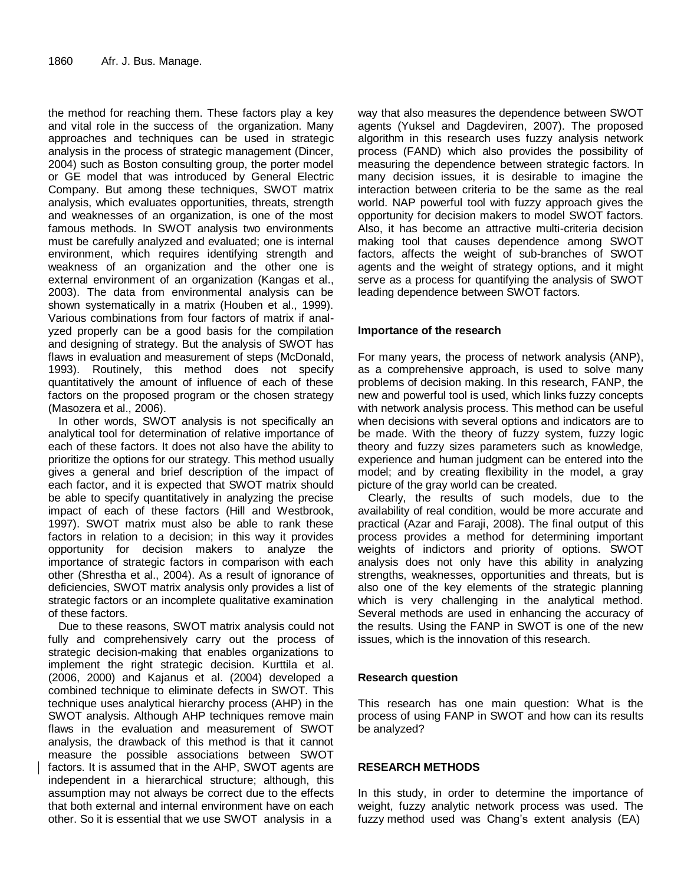the method for reaching them. These factors play a key and vital role in the success of the organization. Many approaches and techniques can be used in strategic analysis in the process of strategic management (Dincer, 2004) such as Boston consulting group, the porter model or GE model that was introduced by General Electric Company. But among these techniques, SWOT matrix analysis, which evaluates opportunities, threats, strength and weaknesses of an organization, is one of the most famous methods. In SWOT analysis two environments must be carefully analyzed and evaluated; one is internal environment, which requires identifying strength and weakness of an organization and the other one is external environment of an organization (Kangas et al., 2003). The data from environmental analysis can be shown systematically in a matrix (Houben et al., 1999). Various combinations from four factors of matrix if analyzed properly can be a good basis for the compilation and designing of strategy. But the analysis of SWOT has flaws in evaluation and measurement of steps (McDonald, 1993). Routinely, this method does not specify quantitatively the amount of influence of each of these factors on the proposed program or the chosen strategy (Masozera et al., 2006).

In other words, SWOT analysis is not specifically an analytical tool for determination of relative importance of each of these factors. It does not also have the ability to prioritize the options for our strategy. This method usually gives a general and brief description of the impact of each factor, and it is expected that SWOT matrix should be able to specify quantitatively in analyzing the precise impact of each of these factors (Hill and Westbrook, 1997). SWOT matrix must also be able to rank these factors in relation to a decision; in this way it provides opportunity for decision makers to analyze the importance of strategic factors in comparison with each other (Shrestha et al., 2004). As a result of ignorance of deficiencies, SWOT matrix analysis only provides a list of strategic factors or an incomplete qualitative examination of these factors.

Due to these reasons, SWOT matrix analysis could not fully and comprehensively carry out the process of strategic decision-making that enables organizations to implement the right strategic decision. Kurttila et al. (2006, 2000) and Kajanus et al. (2004) developed a combined technique to eliminate defects in SWOT. This technique uses analytical hierarchy process (AHP) in the SWOT analysis. Although AHP techniques remove main flaws in the evaluation and measurement of SWOT analysis, the drawback of this method is that it cannot measure the possible associations between SWOT factors. It is assumed that in the AHP, SWOT agents are independent in a hierarchical structure; although, this assumption may not always be correct due to the effects that both external and internal environment have on each other. So it is essential that we use SWOT analysis in a way that also measures the dependence between SWOT agents (Yuksel and Dagdeviren, 2007). The proposed algorithm in this research uses fuzzy analysis network process (FAND) which also provides the possibility of measuring the dependence between strategic factors. In many decision issues, it is desirable to imagine the interaction between criteria to be the same as the real world. NAP powerful tool with fuzzy approach gives the opportunity for decision makers to model SWOT factors. Also, it has become an attractive multi-criteria decision making tool that causes dependence among SWOT factors, affects the weight of sub-branches of SWOT agents and the weight of strategy options, and it might serve as a process for quantifying the analysis of SWOT leading dependence between SWOT factors.

## Importance of the research

For many years, the process of network analysis (ANP), as a comprehensive approach, is used to solve many problems of decision making. In this research, FANP, the new and powerful tool is used, which links fuzzy concepts with network analysis process. This method can be useful when decisions with several options and indicators are to be made. With the theory of fuzzy system, fuzzy logic theory and fuzzy sizes parameters such as knowledge, experience and human judgment can be entered into the model; and by creating flexibility in the model, a gray picture of the gray world can be created.

Clearly, the results of such models, due to the availability of real condition, would be more accurate and practical (Azar and Faraji, 2008). The final output of this process provides a method for determining important weights of indictors and priority of options. SWOT analysis does not only have this ability in analyzing strengths, weaknesses, opportunities and threats, but is also one of the key elements of the strategic planning which is very challenging in the analytical method. Several methods are used in enhancing the accuracy of the results. Using the FANP in SWOT is one of the new issues, which is the innovation of this research.

## Research question

This research has one main question: What is the process of using FANP in SWOT and how can its results be analyzed?

## RESEARCH METHODS

In this study, in order to determine the importance of weight, fuzzy analytic network process was used. The fuzzy method used was Chang's extent analysis (EA)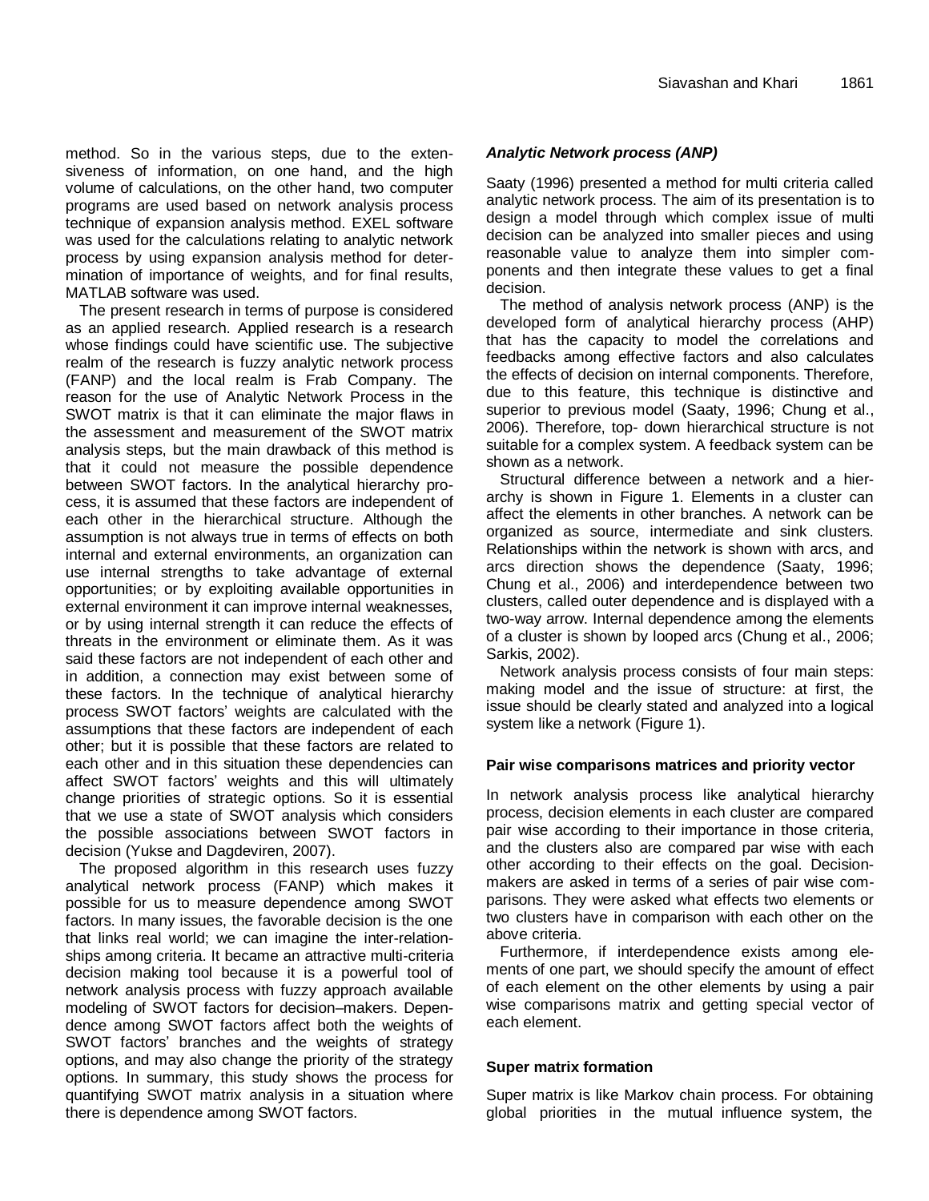method. So in the various steps, due to the extensiveness of information, on one hand, and the high volume of calculations, on the other hand, two computer programs are used based on network analysis process technique of expansion analysis method. EXEL software was used for the calculations relating to analytic network process by using expansion analysis method for determination of importance of weights, and for final results, MATLAB software was used.

The present research in terms of purpose is considered as an applied research. Applied research is a research whose findings could have scientific use. The subjective realm of the research is fuzzy analytic network process (FANP) and the local realm is Frab Company. The reason for the use of Analytic Network Process in the SWOT matrix is that it can eliminate the major flaws in the assessment and measurement of the SWOT matrix analysis steps, but the main drawback of this method is that it could not measure the possible dependence between SWOT factors. In the analytical hierarchy process, it is assumed that these factors are independent of each other in the hierarchical structure. Although the assumption is not always true in terms of effects on both internal and external environments, an organization can use internal strengths to take advantage of external opportunities; or by exploiting available opportunities in external environment it can improve internal weaknesses, or by using internal strength it can reduce the effects of threats in the environment or eliminate them. As it was said these factors are not independent of each other and in addition, a connection may exist between some of these factors. In the technique of analytical hierarchy process SWOT factors' weights are calculated with the assumptions that these factors are independent of each other; but it is possible that these factors are related to each other and in this situation these dependencies can affect SWOT factors' weights and this will ultimately change priorities of strategic options. So it is essential that we use a state of SWOT analysis which considers the possible associations between SWOT factors in decision (Yukse and Dagdeviren, 2007).

The proposed algorithm in this research uses fuzzy analytical network process (FANP) which makes it possible for us to measure dependence among SWOT factors. In many issues, the favorable decision is the one that links real world; we can imagine the inter-relationships among criteria. It became an attractive multi-criteria decision making tool because it is a powerful tool of network analysis process with fuzzy approach available modeling of SWOT factors for decision–makers. Dependence among SWOT factors affect both the weights of SWOT factors' branches and the weights of strategy options, and may also change the priority of the strategy options. In summary, this study shows the process for quantifying SWOT matrix analysis in a situation where there is dependence among SWOT factors.

### *Analytic Network process (ANP)*

Saaty (1996) presented a method for multi criteria called analytic network process. The aim of its presentation is to design a model through which complex issue of multi decision can be analyzed into smaller pieces and using reasonable value to analyze them into simpler components and then integrate these values to get a final decision.

The method of analysis network process (ANP) is the developed form of analytical hierarchy process (AHP) that has the capacity to model the correlations and feedbacks among effective factors and also calculates the effects of decision on internal components. Therefore, due to this feature, this technique is distinctive and superior to previous model (Saaty, 1996; Chung et al., 2006). Therefore, top- down hierarchical structure is not suitable for a complex system. A feedback system can be shown as a network.

Structural difference between a network and a hierarchy is shown in Figure 1. Elements in a cluster can affect the elements in other branches. A network can be organized as source, intermediate and sink clusters. Relationships within the network is shown with arcs, and arcs direction shows the dependence (Saaty, 1996; Chung et al., 2006) and interdependence between two clusters, called outer dependence and is displayed with a two-way arrow. Internal dependence among the elements of a cluster is shown by looped arcs (Chung et al., 2006; Sarkis, 2002).

Network analysis process consists of four main steps: making model and the issue of structure: at first, the issue should be clearly stated and analyzed into a logical system like a network (Figure 1).

### **Pair wise comparisons matrices and priority vector**

In network analysis process like analytical hierarchy process, decision elements in each cluster are compared pair wise according to their importance in those criteria, and the clusters also are compared par wise with each other according to their effects on the goal. Decision-makers are asked in terms of a series of pair wise comparisons. They were asked what effects two elements or two clusters have in comparison with each other on the above criteria.

Furthermore, if interdependence exists among elements of one part, we should specify the amount of effect of each element on the other elements by using a pair wise comparisons matrix and getting special vector of each element.

### **Super matrix formation**

Super matrix is like Markov chain process. For obtaining global priorities in the mutual influence system, the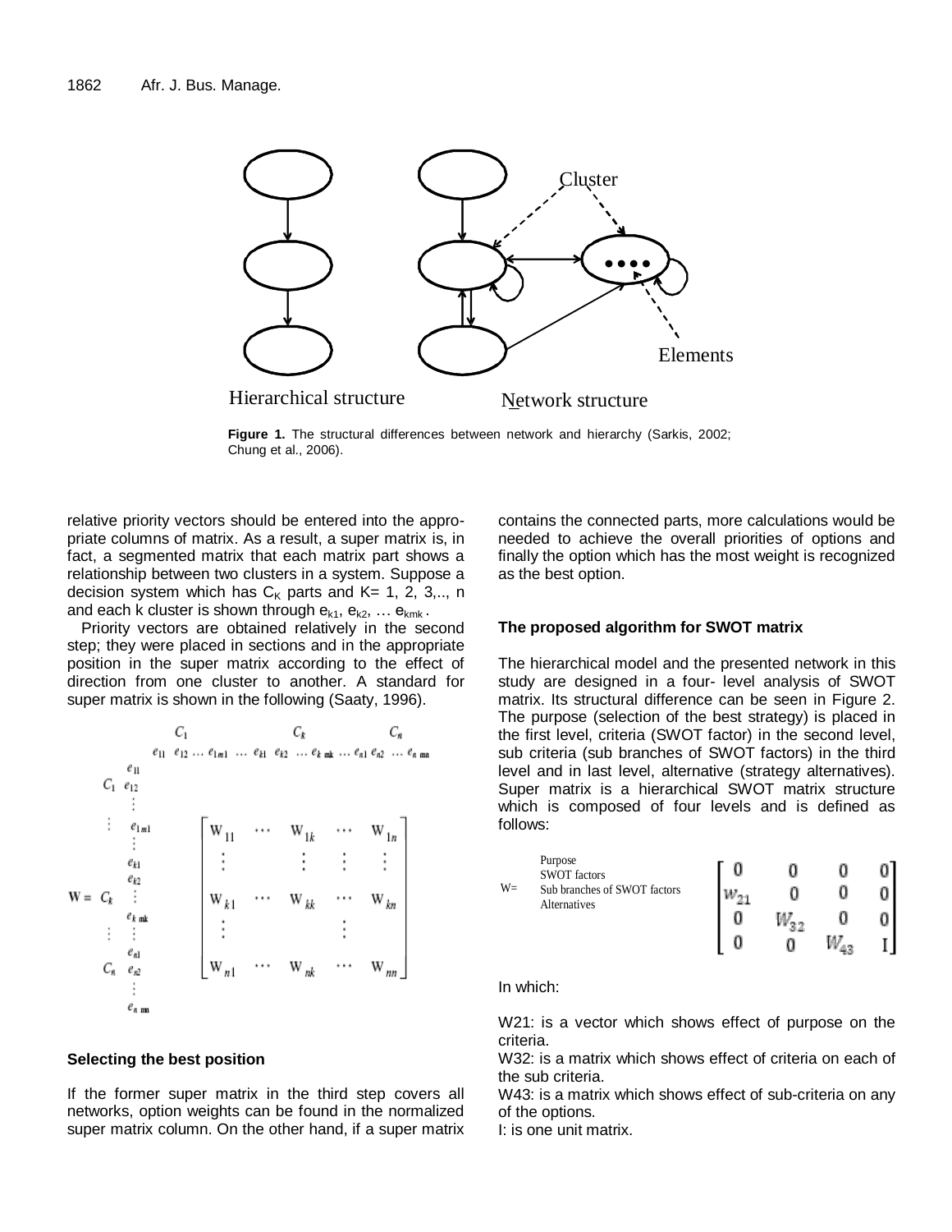Hierarchical structure

Network structure

**Figure 1.** The structural differences between network and hierarchy (Sarkis, 2002; Chung et al., 2006).

relative priority vectors should be entered into the appropriate columns of matrix. As a result, a super matrix is, in fact, a segmented matrix that each matrix part shows a relationship between two clusters in a system. Suppose a decision system which has $C_K$ parts and K= 1, 2, 3,.., n and each k cluster is shown through $e_{k1}$, $e_{k2}$, … $e_{kmk}$.

Priority vectors are obtained relatively in the second step; they were placed in sections and in the appropriate position in the super matrix according to the effect of direction from one cluster to another. A standard for super matrix is shown in the following (Saaty, 1996).

$$
W = \begin{array}{c} \\ C_1 \\ \vdots \\ C_k \\ \vdots \\ C_n \end{array}
\begin{array}{c} e_{11} \\ e_{12} \\ \vdots \\ e_{1m1} \\ \vdots \\ e_{k1} \\ e_{k2} \\ \vdots \\ e_{k\,mk} \\ \vdots \\ e_{n1} \\ e_{n2} \\ \vdots \\ e_{n\,mn} \end{array}
\overset{\begin{array}{ccc} C_1 & C_k & C_n \\ e_{11}\; e_{12} \ldots e_{1m1} \ldots & e_{k1}\; e_{k2} \ldots e_{k\,mk} \ldots & e_{n1}\; e_{n2} \ldots e_{n\,mn} \end{array}}{
\begin{bmatrix}
W_{11} & \cdots & W_{1k} & \cdots & W_{1n} \\
\vdots & & \vdots & \vdots & \vdots \\
W_{k1} & \cdots & W_{kk} & \cdots & W_{kn} \\
\vdots & & & & \vdots \\
W_{n1} & \cdots & W_{nk} & \cdots & W_{nn}
\end{bmatrix}}
$$

### Selecting the best position

If the former super matrix in the third step covers all networks, option weights can be found in the normalized super matrix column. On the other hand, if a super matrix contains the connected parts, more calculations would be needed to achieve the overall priorities of options and finally the option which has the most weight is recognized as the best option.

### The proposed algorithm for SWOT matrix

The hierarchical model and the presented network in this study are designed in a four- level analysis of SWOT matrix. Its structural difference can be seen in Figure 2. The purpose (selection of the best strategy) is placed in the first level, criteria (SWOT factor) in the second level, sub criteria (sub branches of SWOT factors) in the third level and in last level, alternative (strategy alternatives). Super matrix is a hierarchical SWOT matrix structure which is composed of four levels and is defined as follows:

$$
W = \begin{array}{l} \text{Purpose} \\ \text{SWOT factors} \\ \text{Sub branches of SWOT factors} \\ \text{Alternatives} \end{array}
\begin{bmatrix}
0 & 0 & 0 & 0 \\
w_{21} & 0 & 0 & 0 \\
0 & W_{32} & 0 & 0 \\
0 & 0 & W_{43} & I
\end{bmatrix}
$$

In which:

W21: is a vector which shows effect of purpose on the criteria.

W32: is a matrix which shows effect of criteria on each of the sub criteria.

W43: is a matrix which shows effect of sub-criteria on any of the options.

I: is one unit matrix.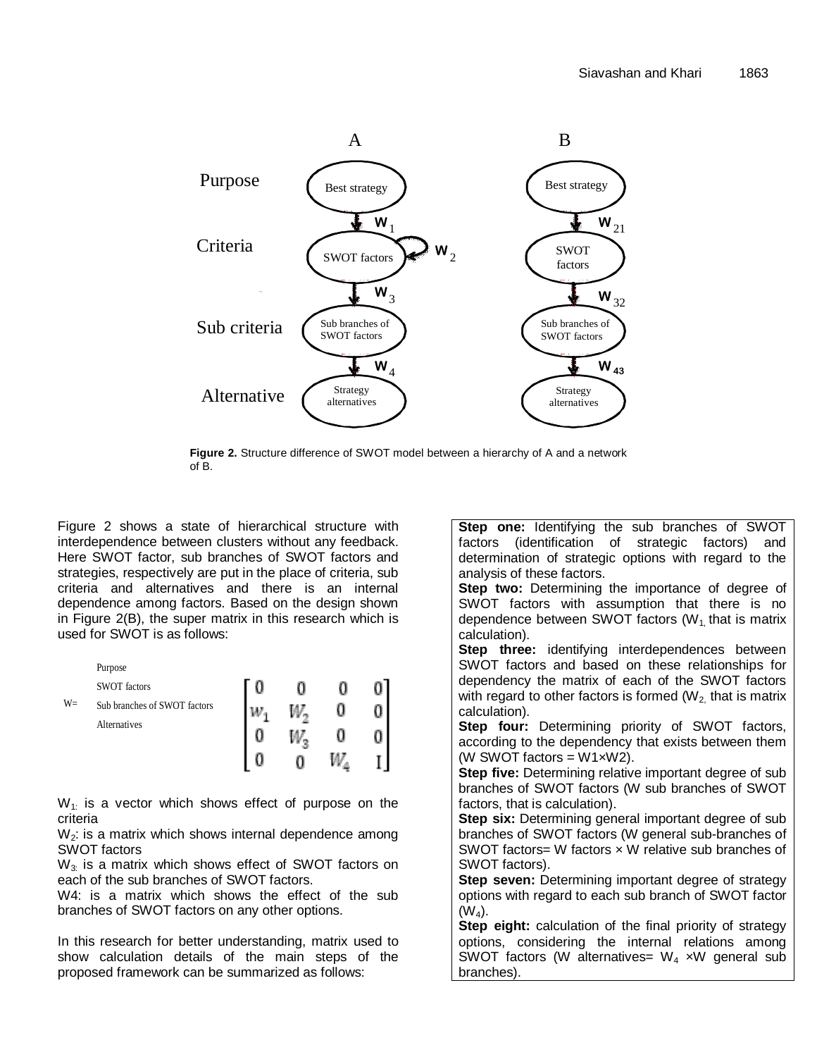A B

Purpose — Best strategy | Best strategy

Criteria — SWOT factors ($W_1$, $W_2$) | SWOT factors ($W_{21}$)

Sub criteria — Sub branches of SWOT factors ($W_3$) | Sub branches of SWOT factors ($W_{32}$)

Alternative — Strategy alternatives ($W_4$) | Strategy alternatives ($W_{43}$)

**Figure 2.** Structure difference of SWOT model between a hierarchy of A and a network of B.

Figure 2 shows a state of hierarchical structure with interdependence between clusters without any feedback. Here SWOT factor, sub branches of SWOT factors and strategies, respectively are put in the place of criteria, sub criteria and alternatives and there is an internal dependence among factors. Based on the design shown in Figure 2(B), the super matrix in this research which is used for SWOT is as follows:

$$
W = \begin{array}{l} \text{Purpose} \\ \text{SWOT factors} \\ \text{Sub branches of SWOT factors} \\ \text{Alternatives} \end{array}
\begin{bmatrix} 0 & 0 & 0 & 0 \\ w_1 & W_2 & 0 & 0 \\ 0 & W_3 & 0 & 0 \\ 0 & 0 & W_4 & I \end{bmatrix}
$$

$W_1$: is a vector which shows effect of purpose on the criteria

$W_2$: is a matrix which shows internal dependence among SWOT factors

$W_3$: is a matrix which shows effect of SWOT factors on each of the sub branches of SWOT factors.

W4: is a matrix which shows the effect of the sub branches of SWOT factors on any other options.

In this research for better understanding, matrix used to show calculation details of the main steps of the proposed framework can be summarized as follows:

**Step one:** Identifying the sub branches of SWOT factors (identification of strategic factors) and determination of strategic options with regard to the analysis of these factors.

**Step two:** Determining the importance of degree of SWOT factors with assumption that there is no dependence between SWOT factors ($W_1$, that is matrix calculation).

**Step three:** identifying interdependences between SWOT factors and based on these relationships for dependency the matrix of each of the SWOT factors with regard to other factors is formed ($W_2$, that is matrix calculation).

**Step four:** Determining priority of SWOT factors, according to the dependency that exists between them (W SWOT factors = W1×W2).

**Step five:** Determining relative important degree of sub branches of SWOT factors (W sub branches of SWOT factors, that is calculation).

**Step six:** Determining general important degree of sub branches of SWOT factors (W general sub-branches of SWOT factors= W factors × W relative sub branches of SWOT factors).

**Step seven:** Determining important degree of strategy options with regard to each sub branch of SWOT factor ($W_4$).

**Step eight:** calculation of the final priority of strategy options, considering the internal relations among SWOT factors (W alternatives= $W_4$ ×W general sub branches).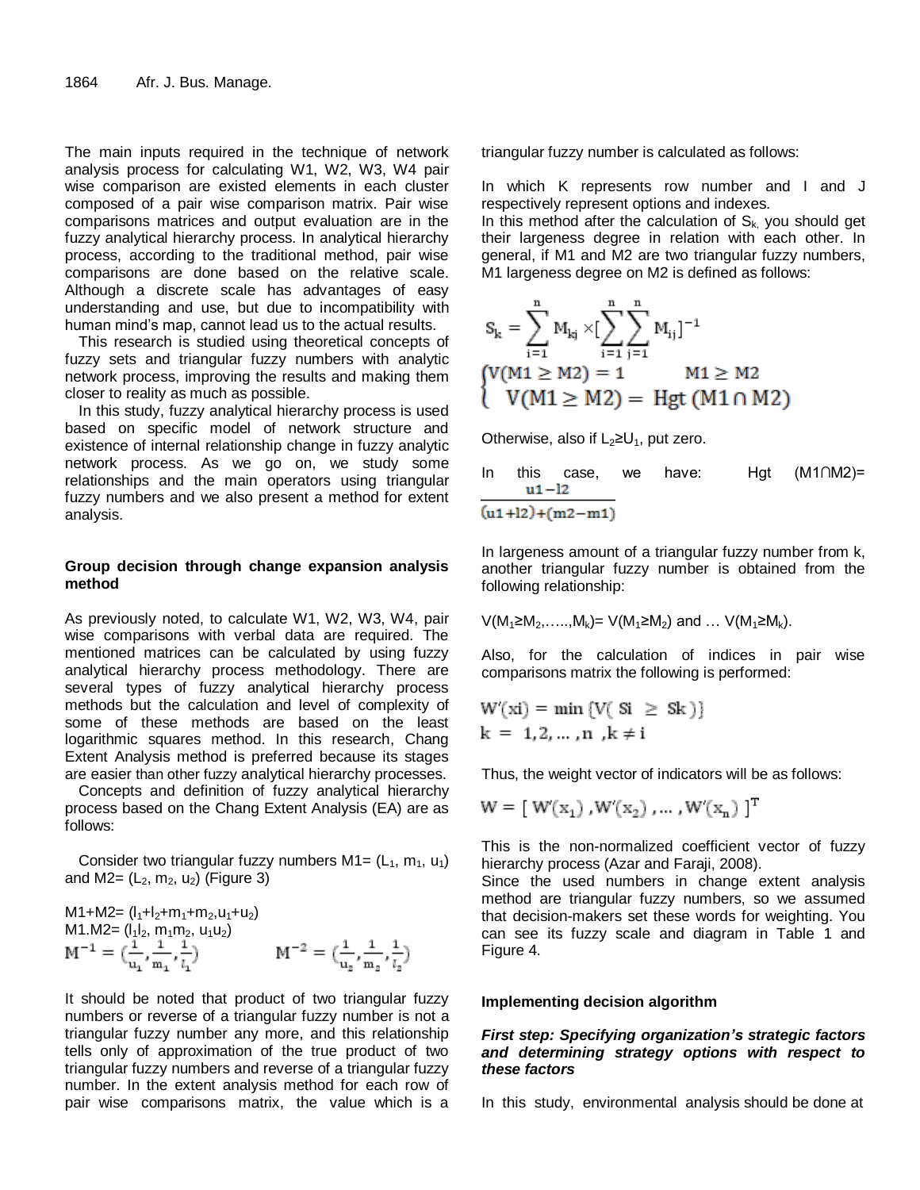The main inputs required in the technique of network analysis process for calculating W1, W2, W3, W4 pair wise comparison are existed elements in each cluster composed of a pair wise comparison matrix. Pair wise comparisons matrices and output evaluation are in the fuzzy analytical hierarchy process. In analytical hierarchy process, according to the traditional method, pair wise comparisons are done based on the relative scale. Although a discrete scale has advantages of easy understanding and use, but due to incompatibility with human mind's map, cannot lead us to the actual results.

This research is studied using theoretical concepts of fuzzy sets and triangular fuzzy numbers with analytic network process, improving the results and making them closer to reality as much as possible.

In this study, fuzzy analytical hierarchy process is used based on specific model of network structure and existence of internal relationship change in fuzzy analytic network process. As we go on, we study some relationships and the main operators using triangular fuzzy numbers and we also present a method for extent analysis.

### Group decision through change expansion analysis method

As previously noted, to calculate W1, W2, W3, W4, pair wise comparisons with verbal data are required. The mentioned matrices can be calculated by using fuzzy analytical hierarchy process methodology. There are several types of fuzzy analytical hierarchy process methods but the calculation and level of complexity of some of these methods are based on the least logarithmic squares method. In this research, Chang Extent Analysis method is preferred because its stages are easier than other fuzzy analytical hierarchy processes.

Concepts and definition of fuzzy analytical hierarchy process based on the Chang Extent Analysis (EA) are as follows:

Consider two triangular fuzzy numbers M1= ($L_1$, $m_1$, $u_1$) and M2= ($L_2$, $m_2$, $u_2$) (Figure 3)

$$M1+M2= (l_1+l_2+m_1+m_2,u_1+u_2)$$

$$M1.M2= (l_1l_2,\ m_1m_2,\ u_1u_2)$$

$$M^{-1} = \left(\frac{1}{u_1},\frac{1}{m_1},\frac{1}{l_1}\right) \qquad M^{-2} = \left(\frac{1}{u_2},\frac{1}{m_2},\frac{1}{l_2}\right)$$

It should be noted that product of two triangular fuzzy numbers or reverse of a triangular fuzzy number is not a triangular fuzzy number any more, and this relationship tells only of approximation of the true product of two triangular fuzzy numbers and reverse of a triangular fuzzy number. In the extent analysis method for each row of pair wise comparisons matrix, the value which is a triangular fuzzy number is calculated as follows:

In which K represents row number and I and J respectively represent options and indexes.

In this method after the calculation of $S_k$, you should get their largeness degree in relation with each other. In general, if M1 and M2 are two triangular fuzzy numbers, M1 largeness degree on M2 is defined as follows:

$$S_k = \sum_{i=1}^{n} M_{kj} \times \left[\sum_{i=1}^{n}\sum_{j=1}^{n} M_{ij}\right]^{-1}$$

$$\begin{cases} V(M1 \geq M2) = 1 & M1 \geq M2 \\ V(M1 \geq M2) = \text{Hgt}\,(M1 \cap M2) & \end{cases}$$

Otherwise, also if $L_2 \geq U_1$, put zero.

In this case, we have: Hgt (M1∩M2)= $\frac{u1-l2}{(u1+l2)+(m2-m1)}$

In largeness amount of a triangular fuzzy number from k, another triangular fuzzy number is obtained from the following relationship:

$V(M_1 \geq M_2,\ldots,M_k) = V(M_1 \geq M_2)$ and … $V(M_1 \geq M_k)$.

Also, for the calculation of indices in pair wise comparisons matrix the following is performed:

$$W'(xi) = \min\{V(\,Si\ \geq\ Sk\,)\}$$
$$k\ =\ 1,2,\ldots,n\ ,k \neq i$$

Thus, the weight vector of indicators will be as follows:

$$W = [\ W'(x_1)\ ,W'(x_2)\ ,\ldots,W'(x_n)\ ]^T$$

This is the non-normalized coefficient vector of fuzzy hierarchy process (Azar and Faraji, 2008).

Since the used numbers in change extent analysis method are triangular fuzzy numbers, so we assumed that decision-makers set these words for weighting. You can see its fuzzy scale and diagram in Table 1 and Figure 4.

### Implementing decision algorithm

#### *First step: Specifying organization's strategic factors and determining strategy options with respect to these factors*

In this study, environmental analysis should be done at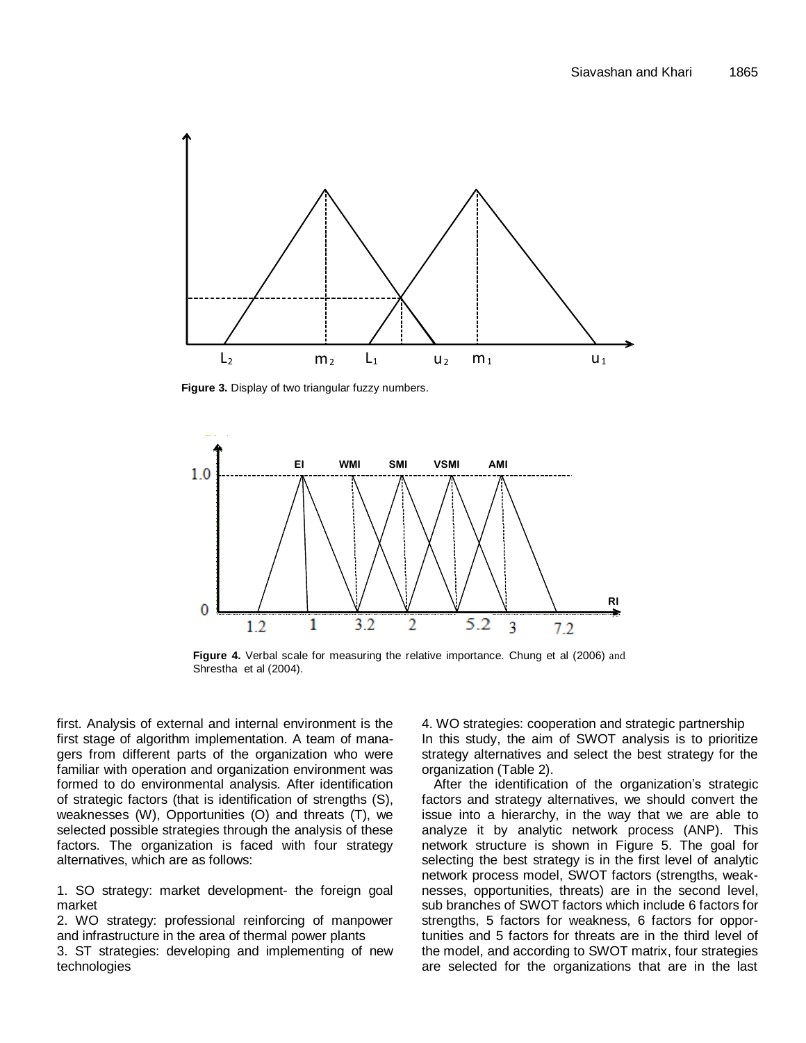Figure 3. Display of two triangular fuzzy numbers.

Figure 4. Verbal scale for measuring the relative importance. Chung et al (2006) and Shrestha et al (2004).

first. Analysis of external and internal environment is the first stage of algorithm implementation. A team of managers from different parts of the organization who were familiar with operation and organization environment was formed to do environmental analysis. After identification of strategic factors (that is identification of strengths (S), weaknesses (W), Opportunities (O) and threats (T), we selected possible strategies through the analysis of these factors. The organization is faced with four strategy alternatives, which are as follows:

1. SO strategy: market development- the foreign goal market
2. WO strategy: professional reinforcing of manpower and infrastructure in the area of thermal power plants
3. ST strategies: developing and implementing of new technologies
4. WO strategies: cooperation and strategic partnership

In this study, the aim of SWOT analysis is to prioritize strategy alternatives and select the best strategy for the organization (Table 2).

After the identification of the organization's strategic factors and strategy alternatives, we should convert the issue into a hierarchy, in the way that we are able to analyze it by analytic network process (ANP). This network structure is shown in Figure 5. The goal for selecting the best strategy is in the first level of analytic network process model, SWOT factors (strengths, weaknesses, opportunities, threats) are in the second level, sub branches of SWOT factors which include 6 factors for strengths, 5 factors for weakness, 6 factors for opportunities and 5 factors for threats are in the third level of the model, and according to SWOT matrix, four strategies are selected for the organizations that are in the last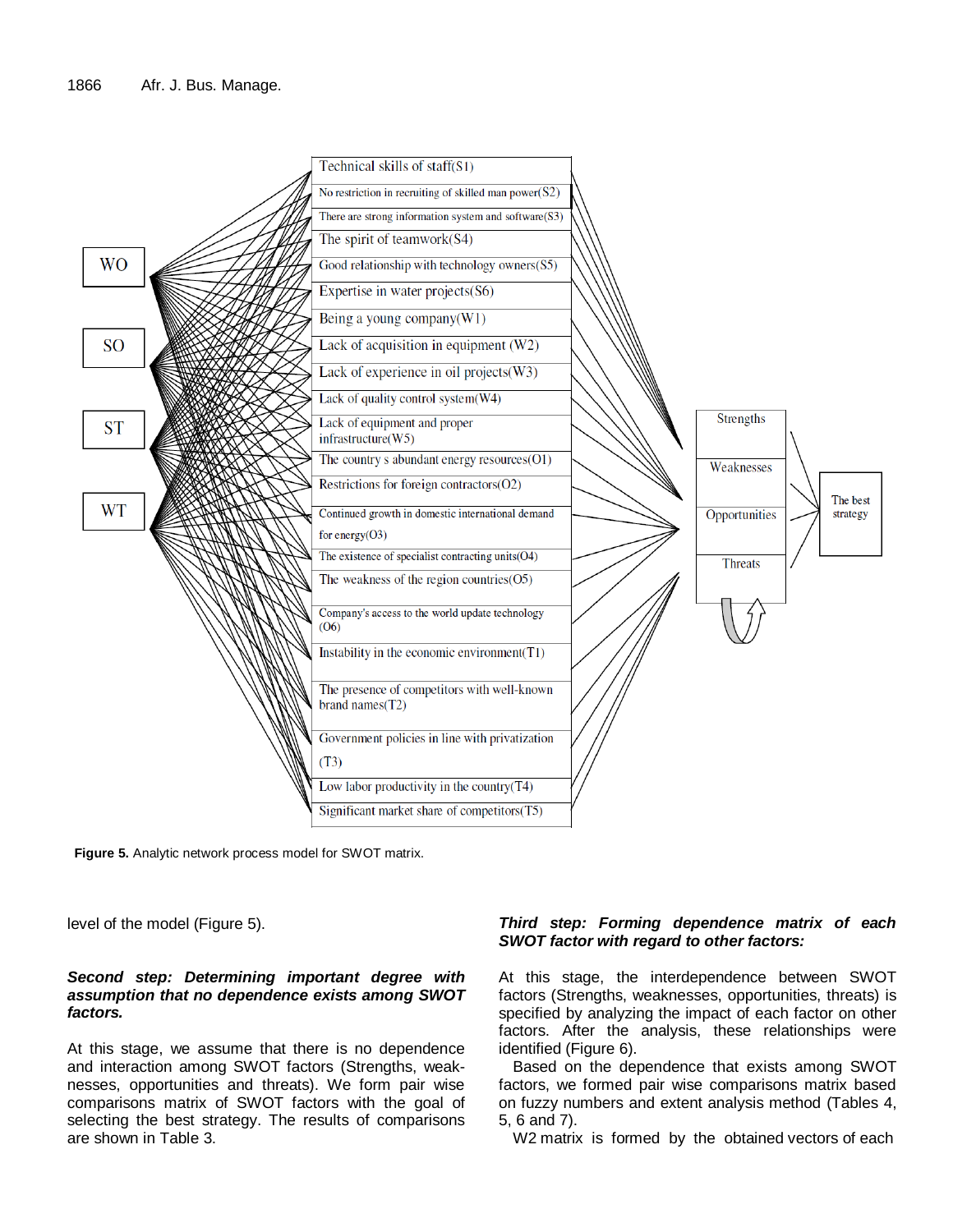Technical skills of staff(S1)

No restriction in recruiting of skilled man power(S2)

There are strong information system and software(S3)

The spirit of teamwork(S4)

Good relationship with technology owners(S5)

Expertise in water projects(S6)

Being a young company(W1)

Lack of acquisition in equipment (W2)

Lack of experience in oil projects(W3)

Lack of quality control system(W4)

Lack of equipment and proper infrastructure(W5)

The country s abundant energy resources(O1)

Restrictions for foreign contractors(O2)

Continued growth in domestic international demand for energy(O3)

The existence of specialist contracting units(O4)

The weakness of the region countries(O5)

Company's access to the world update technology (O6)

Instability in the economic environment(T1)

The presence of competitors with well-known brand names(T2)

Government policies in line with privatization (T3)

Low labor productivity in the country(T4)

Significant market share of competitors(T5)

WO, SO, ST, WT

Strengths, Weaknesses, Opportunities, Threats

The best strategy

**Figure 5.** Analytic network process model for SWOT matrix.

level of the model (Figure 5).

***Second step: Determining important degree with assumption that no dependence exists among SWOT factors.***

At this stage, we assume that there is no dependence and interaction among SWOT factors (Strengths, weaknesses, opportunities and threats). We form pair wise comparisons matrix of SWOT factors with the goal of selecting the best strategy. The results of comparisons are shown in Table 3.

***Third step: Forming dependence matrix of each SWOT factor with regard to other factors:***

At this stage, the interdependence between SWOT factors (Strengths, weaknesses, opportunities, threats) is specified by analyzing the impact of each factor on other factors. After the analysis, these relationships were identified (Figure 6).

Based on the dependence that exists among SWOT factors, we formed pair wise comparisons matrix based on fuzzy numbers and extent analysis method (Tables 4, 5, 6 and 7).

W2 matrix is formed by the obtained vectors of each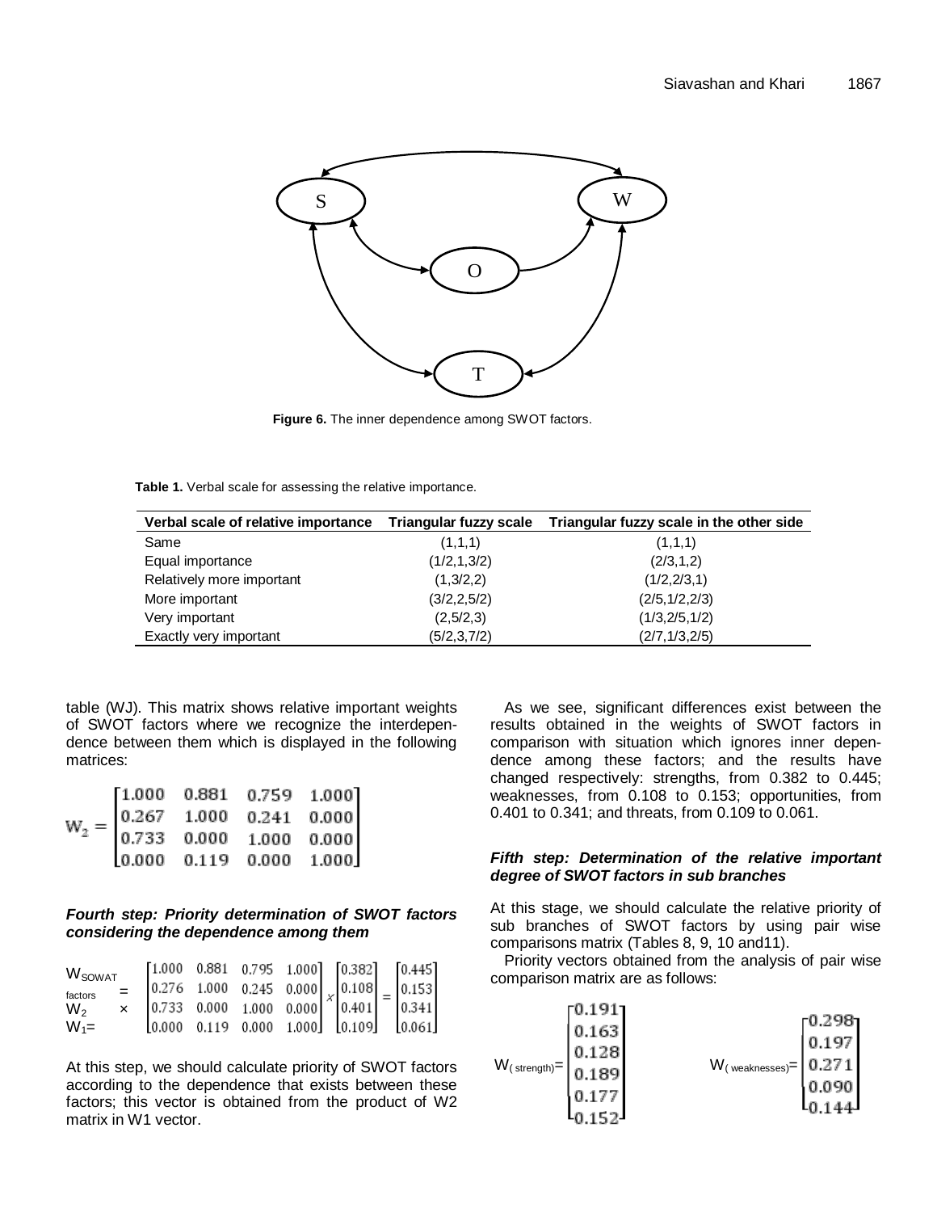Figure 6. The inner dependence among SWOT factors.

Table 1. Verbal scale for assessing the relative importance.

| Verbal scale of relative importance | Triangular fuzzy scale | Triangular fuzzy scale in the other side |
|---|---|---|
| Same | (1,1,1) | (1,1,1) |
| Equal importance | (1/2,1,3/2) | (2/3,1,2) |
| Relatively more important | (1,3/2,2) | (1/2,2/3,1) |
| More important | (3/2,2,5/2) | (2/5,1/2,2/3) |
| Very important | (2,5/2,3) | (1/3,2/5,1/2) |
| Exactly very important | (5/2,3,7/2) | (2/7,1/3,2/5) |

table (WJ). This matrix shows relative important weights of SWOT factors where we recognize the interdependence between them which is displayed in the following matrices:

$$W_2 = \begin{bmatrix} 1.000 & 0.881 & 0.759 & 1.000 \\ 0.267 & 1.000 & 0.241 & 0.000 \\ 0.733 & 0.000 & 1.000 & 0.000 \\ 0.000 & 0.119 & 0.000 & 1.000 \end{bmatrix}$$

***Fourth step: Priority determination of SWOT factors considering the dependence among them***

$$W_{SOWAT\ factors} = W_2 \times W_1 = \begin{bmatrix} 1.000 & 0.881 & 0.795 & 1.000 \\ 0.276 & 1.000 & 0.245 & 0.000 \\ 0.733 & 0.000 & 1.000 & 0.000 \\ 0.000 & 0.119 & 0.000 & 1.000 \end{bmatrix} \times \begin{bmatrix} 0.382 \\ 0.108 \\ 0.401 \\ 0.109 \end{bmatrix} = \begin{bmatrix} 0.445 \\ 0.153 \\ 0.341 \\ 0.061 \end{bmatrix}$$

At this step, we should calculate priority of SWOT factors according to the dependence that exists between these factors; this vector is obtained from the product of W2 matrix in W1 vector.

As we see, significant differences exist between the results obtained in the weights of SWOT factors in comparison with situation which ignores inner dependence among these factors; and the results have changed respectively: strengths, from 0.382 to 0.445; weaknesses, from 0.108 to 0.153; opportunities, from 0.401 to 0.341; and threats, from 0.109 to 0.061.

***Fifth step: Determination of the relative important degree of SWOT factors in sub branches***

At this stage, we should calculate the relative priority of sub branches of SWOT factors by using pair wise comparisons matrix (Tables 8, 9, 10 and11).

Priority vectors obtained from the analysis of pair wise comparison matrix are as follows:

$$W_{(strength)} = \begin{bmatrix} 0.191 \\ 0.163 \\ 0.128 \\ 0.189 \\ 0.177 \\ 0.152 \end{bmatrix} \qquad W_{(weaknesses)} = \begin{bmatrix} 0.298 \\ 0.197 \\ 0.271 \\ 0.090 \\ 0.144 \end{bmatrix}$$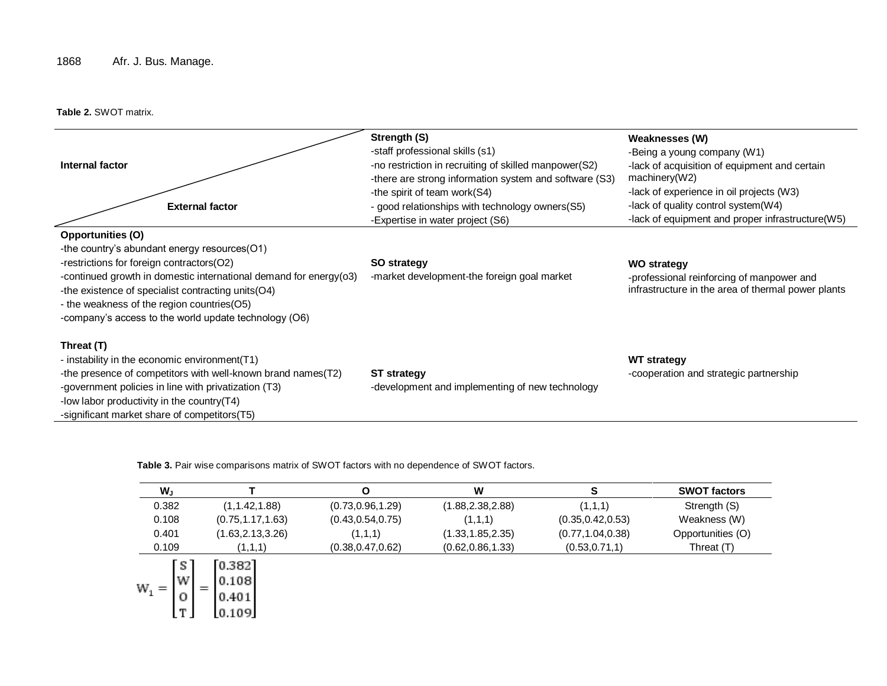**Table 2.** SWOT matrix.

| Internal factor / External factor | Strength (S)<br>-staff professional skills (s1)<br>-no restriction in recruiting of skilled manpower(S2)<br>-there are strong information system and software (S3)<br>-the spirit of team work(S4)<br>- good relationships with technology owners(S5)<br>-Expertise in water project (S6) | Weaknesses (W)<br>-Being a young company (W1)<br>-lack of acquisition of equipment and certain machinery(W2)<br>-lack of experience in oil projects (W3)<br>-lack of quality control system(W4)<br>-lack of equipment and proper infrastructure(W5) |
|---|---|---|
| **Opportunities (O)**<br>-the country's abundant energy resources(O1)<br>-restrictions for foreign contractors(O2)<br>-continued growth in domestic international demand for energy(o3)<br>-the existence of specialist contracting units(O4)<br>- the weakness of the region countries(O5)<br>-company's access to the world update technology (O6) | **SO strategy**<br>-market development-the foreign goal market | **WO strategy**<br>-professional reinforcing of manpower and infrastructure in the area of thermal power plants |
| **Threat (T)**<br>- instability in the economic environment(T1)<br>-the presence of competitors with well-known brand names(T2)<br>-government policies in line with privatization (T3)<br>-low labor productivity in the country(T4)<br>-significant market share of competitors(T5) | **ST strategy**<br>-development and implementing of new technology | **WT strategy**<br>-cooperation and strategic partnership |

**Table 3.** Pair wise comparisons matrix of SWOT factors with no dependence of SWOT factors.

| $W_J$ | T | O | W | S | SWOT factors |
|---|---|---|---|---|---|
| 0.382 | (1,1.42,1.88) | (0.73,0.96,1.29) | (1.88,2.38,2.88) | (1,1,1) | Strength (S) |
| 0.108 | (0.75,1.17,1.63) | (0.43,0.54,0.75) | (1,1,1) | (0.35,0.42,0.53) | Weakness (W) |
| 0.401 | (1.63,2.13,3.26) | (1,1,1) | (1.33,1.85,2.35) | (0.77,1.04,0.38) | Opportunities (O) |
| 0.109 | (1,1,1) | (0.38,0.47,0.62) | (0.62,0.86,1.33) | (0.53,0.71,1) | Threat (T) |

$$W_1 = \begin{bmatrix} S \\ W \\ O \\ T \end{bmatrix} = \begin{bmatrix} 0.382 \\ 0.108 \\ 0.401 \\ 0.109 \end{bmatrix}$$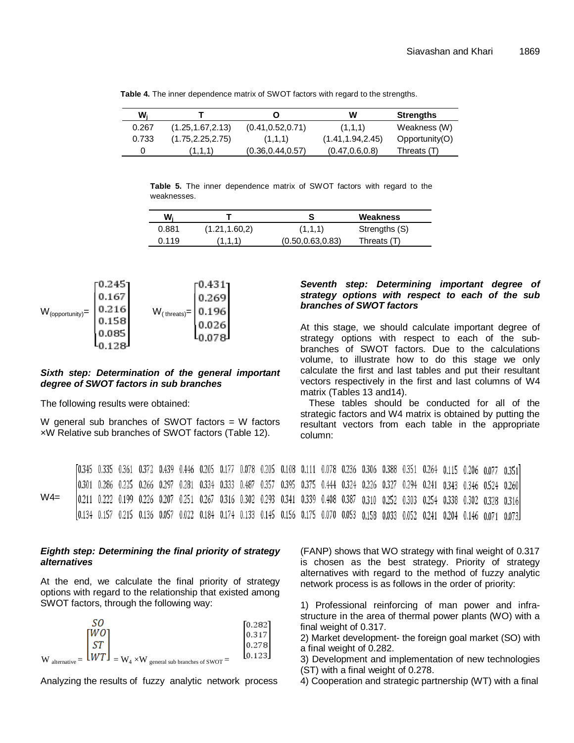**Table 4.** The inner dependence matrix of SWOT factors with regard to the strengths.

| $W_j$ | T | O | W | Strengths |
|---|---|---|---|---|
| 0.267 | (1.25,1.67,2.13) | (0.41,0.52,0.71) | (1,1,1) | Weakness (W) |
| 0.733 | (1.75,2.25,2.75) | (1,1,1) | (1.41,1.94,2.45) | Opportunity(O) |
| 0 | (1,1,1) | (0.36,0.44,0.57) | (0.47,0.6,0.8) | Threats (T) |

**Table 5.** The inner dependence matrix of SWOT factors with regard to the weaknesses.

| $W_j$ | T | S | Weakness |
|---|---|---|---|
| 0.881 | (1.21,1.60,2) | (1,1,1) | Strengths (S) |
| 0.119 | (1,1,1) | (0.50,0.63,0.83) | Threats (T) |

$$W_{(opportunity)} = \begin{bmatrix} 0.245 \\ 0.167 \\ 0.216 \\ 0.158 \\ 0.085 \\ 0.128 \end{bmatrix} \qquad W_{(threats)} = \begin{bmatrix} 0.431 \\ 0.269 \\ 0.196 \\ 0.026 \\ 0.078 \end{bmatrix}$$

***Sixth step: Determination of the general important degree of SWOT factors in sub branches***

The following results were obtained:

W general sub branches of SWOT factors = W factors ×W Relative sub branches of SWOT factors (Table 12).

***Seventh step: Determining important degree of strategy options with respect to each of the sub branches of SWOT factors***

At this stage, we should calculate important degree of strategy options with respect to each of the sub-branches of SWOT factors. Due to the calculations volume, to illustrate how to do this stage we only calculate the first and last tables and put their resultant vectors respectively in the first and last columns of W4 matrix (Tables 13 and14).

These tables should be conducted for all of the strategic factors and W4 matrix is obtained by putting the resultant vectors from each table in the appropriate column:

$$W4 = \begin{bmatrix} 0.345 & 0.335 & 0.361 & 0.372 & 0.439 & 0.446 & 0.205 & 0.177 & 0.078 & 0.205 & 0.108 & 0.111 & 0.078 & 0.236 & 0.306 & 0.388 & 0.351 & 0.264 & 0.115 & 0.206 & 0.077 & 0.351 \\ 0.301 & 0.286 & 0.225 & 0.266 & 0.297 & 0.281 & 0.334 & 0.333 & 0.487 & 0.357 & 0.395 & 0.375 & 0.444 & 0.324 & 0.226 & 0.327 & 0.294 & 0.241 & 0.343 & 0.346 & 0.524 & 0.260 \\ 0.211 & 0.222 & 0.199 & 0.226 & 0.207 & 0.251 & 0.267 & 0.316 & 0.302 & 0.293 & 0.341 & 0.339 & 0.408 & 0.387 & 0.310 & 0.252 & 0.303 & 0.254 & 0.338 & 0.302 & 0.328 & 0.316 \\ 0.134 & 0.157 & 0.215 & 0.136 & 0.057 & 0.022 & 0.184 & 0.174 & 0.133 & 0.145 & 0.156 & 0.175 & 0.070 & 0.053 & 0.158 & 0.033 & 0.052 & 0.241 & 0.204 & 0.146 & 0.071 & 0.073 \end{bmatrix}$$

***Eighth step: Determining the final priority of strategy alternatives***

At the end, we calculate the final priority of strategy options with regard to the relationship that existed among SWOT factors, through the following way:

$$W_{alternative} = \begin{bmatrix} SO \\ WO \\ ST \\ WT \end{bmatrix} = W_4 \times W_{general\ sub\ branches\ of\ SWOT} = \begin{bmatrix} 0.282 \\ 0.317 \\ 0.278 \\ 0.123 \end{bmatrix}$$

Analyzing the results of fuzzy analytic network process (FANP) shows that WO strategy with final weight of 0.317 is chosen as the best strategy. Priority of strategy alternatives with regard to the method of fuzzy analytic network process is as follows in the order of priority:

1) Professional reinforcing of man power and infra-structure in the area of thermal power plants (WO) with a final weight of 0.317.
2) Market development- the foreign goal market (SO) with a final weight of 0.282.
3) Development and implementation of new technologies (ST) with a final weight of 0.278.
4) Cooperation and strategic partnership (WT) with a final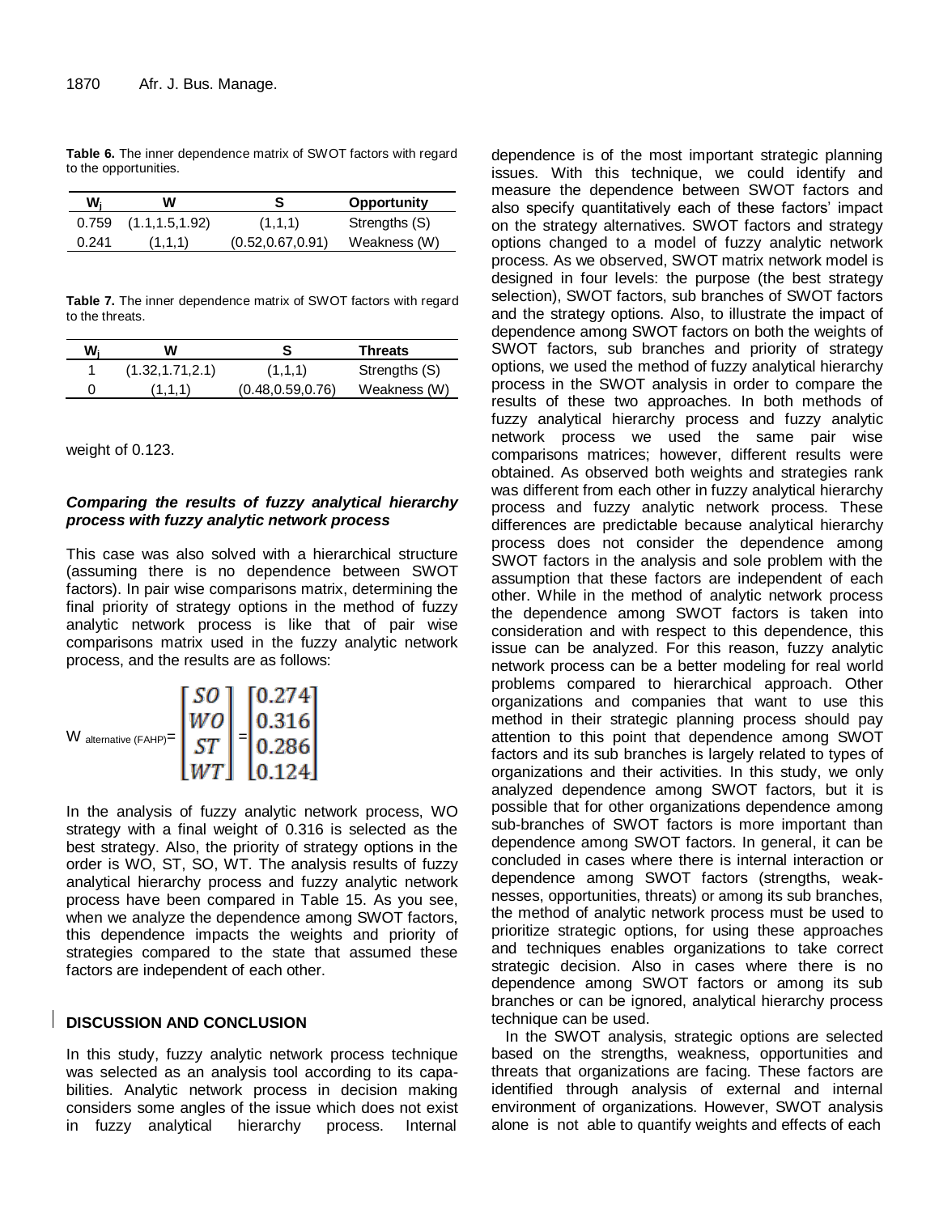**Table 6.** The inner dependence matrix of SWOT factors with regard to the opportunities.

| $W_j$ | W | S | Opportunity |
|---|---|---|---|
| 0.759 | (1.1,1.5,1.92) | (1,1,1) | Strengths (S) |
| 0.241 | (1,1,1) | (0.52,0.67,0.91) | Weakness (W) |

**Table 7.** The inner dependence matrix of SWOT factors with regard to the threats.

| $W_j$ | W | S | Threats |
|---|---|---|---|
| 1 | (1.32,1.71,2.1) | (1,1,1) | Strengths (S) |
| 0 | (1,1,1) | (0.48,0.59,0.76) | Weakness (W) |

weight of 0.123.

***Comparing the results of fuzzy analytical hierarchy process with fuzzy analytic network process***

This case was also solved with a hierarchical structure (assuming there is no dependence between SWOT factors). In pair wise comparisons matrix, determining the final priority of strategy options in the method of fuzzy analytic network process is like that of pair wise comparisons matrix used in the fuzzy analytic network process, and the results are as follows:

$$W_{\text{alternative (FAHP)}} = \begin{bmatrix} SO \\ WO \\ ST \\ WT \end{bmatrix} = \begin{bmatrix} 0.274 \\ 0.316 \\ 0.286 \\ 0.124 \end{bmatrix}$$

In the analysis of fuzzy analytic network process, WO strategy with a final weight of 0.316 is selected as the best strategy. Also, the priority of strategy options in the order is WO, ST, SO, WT. The analysis results of fuzzy analytical hierarchy process and fuzzy analytic network process have been compared in Table 15. As you see, when we analyze the dependence among SWOT factors, this dependence impacts the weights and priority of strategies compared to the state that assumed these factors are independent of each other.

## DISCUSSION AND CONCLUSION

In this study, fuzzy analytic network process technique was selected as an analysis tool according to its capabilities. Analytic network process in decision making considers some angles of the issue which does not exist in fuzzy analytical hierarchy process. Internal dependence is of the most important strategic planning issues. With this technique, we could identify and measure the dependence between SWOT factors and also specify quantitatively each of these factors' impact on the strategy alternatives. SWOT factors and strategy options changed to a model of fuzzy analytic network process. As we observed, SWOT matrix network model is designed in four levels: the purpose (the best strategy selection), SWOT factors, sub branches of SWOT factors and the strategy options. Also, to illustrate the impact of dependence among SWOT factors on both the weights of SWOT factors, sub branches and priority of strategy options, we used the method of fuzzy analytical hierarchy process in the SWOT analysis in order to compare the results of these two approaches. In both methods of fuzzy analytical hierarchy process and fuzzy analytic network process we used the same pair wise comparisons matrices; however, different results were obtained. As observed both weights and strategies rank was different from each other in fuzzy analytical hierarchy process and fuzzy analytic network process. These differences are predictable because analytical hierarchy process does not consider the dependence among SWOT factors in the analysis and sole problem with the assumption that these factors are independent of each other. While in the method of analytic network process the dependence among SWOT factors is taken into consideration and with respect to this dependence, this issue can be analyzed. For this reason, fuzzy analytic network process can be a better modeling for real world problems compared to hierarchical approach. Other organizations and companies that want to use this method in their strategic planning process should pay attention to this point that dependence among SWOT factors and its sub branches is largely related to types of organizations and their activities. In this study, we only analyzed dependence among SWOT factors, but it is possible that for other organizations dependence among sub-branches of SWOT factors is more important than dependence among SWOT factors. In general, it can be concluded in cases where there is internal interaction or dependence among SWOT factors (strengths, weaknesses, opportunities, threats) or among its sub branches, the method of analytic network process must be used to prioritize strategic options, for using these approaches and techniques enables organizations to take correct strategic decision. Also in cases where there is no dependence among SWOT factors or among its sub branches or can be ignored, analytical hierarchy process technique can be used.

In the SWOT analysis, strategic options are selected based on the strengths, weakness, opportunities and threats that organizations are facing. These factors are identified through analysis of external and internal environment of organizations. However, SWOT analysis alone is not able to quantify weights and effects of each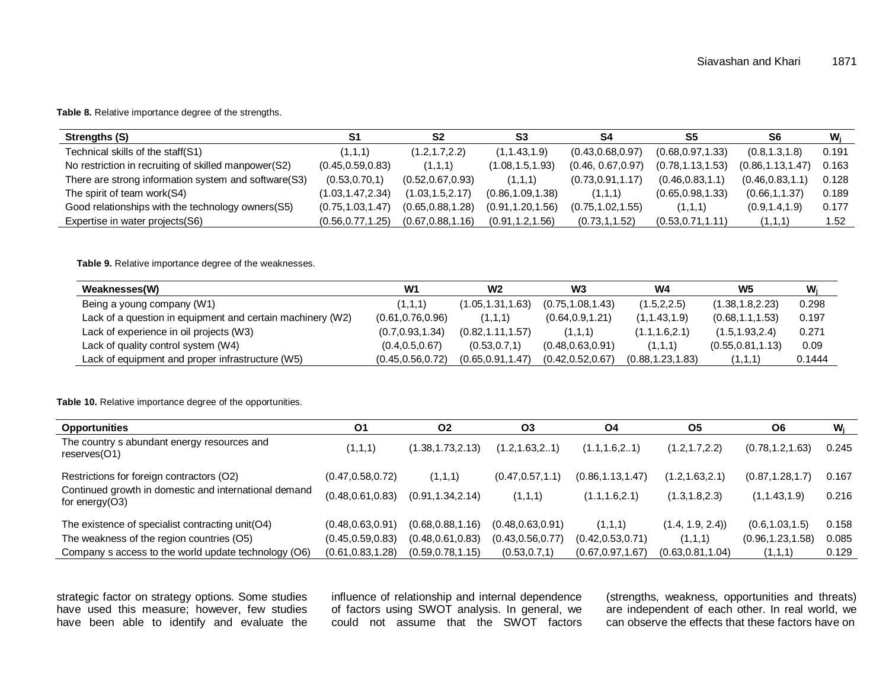**Table 8.** Relative importance degree of the strengths.

| Strengths (S) | S1 | S2 | S3 | S4 | S5 | S6 | $W_j$ |
|---|---|---|---|---|---|---|---|
| Technical skills of the staff(S1) | (1,1,1) | (1.2,1.7,2.2) | (1,1.43,1.9) | (0.43,0.68,0.97) | (0.68,0.97,1.33) | (0.8,1.3,1.8) | 0.191 |
| No restriction in recruiting of skilled manpower(S2) | (0.45,0.59,0.83) | (1,1,1) | (1.08,1.5,1.93) | (0.46, 0.67,0.97) | (0.78,1.13,1.53) | (0.86,1.13,1.47) | 0.163 |
| There are strong information system and software(S3) | (0.53,0.70,1) | (0.52,0.67,0.93) | (1,1,1) | (0.73,0.91,1.17) | (0.46,0.83,1.1) | (0.46,0.83,1.1) | 0.128 |
| The spirit of team work(S4) | (1.03,1.47,2.34) | (1.03,1.5,2.17) | (0.86,1.09,1.38) | (1,1,1) | (0.65,0.98,1.33) | (0.66,1,1.37) | 0.189 |
| Good relationships with the technology owners(S5) | (0.75,1.03,1.47) | (0.65,0.88,1.28) | (0.91,1.20,1.56) | (0.75,1.02,1.55) | (1,1,1) | (0.9,1.4,1.9) | 0.177 |
| Expertise in water projects(S6) | (0.56,0.77,1.25) | (0.67,0.88,1.16) | (0.91,1.2,1.56) | (0.73,1,1.52) | (0.53,0.71,1.11) | (1,1,1) | 1.52 |

**Table 9.** Relative importance degree of the weaknesses.

| Weaknesses(W) | W1 | W2 | W3 | W4 | W5 | $W_j$ |
|---|---|---|---|---|---|---|
| Being a young company (W1) | (1,1,1) | (1.05,1.31,1.63) | (0.75,1.08,1.43) | (1.5,2,2.5) | (1.38,1.8,2.23) | 0.298 |
| Lack of a question in equipment and certain machinery (W2) | (0.61,0.76,0.96) | (1,1,1) | (0.64,0.9,1.21) | (1,1.43,1.9) | (0.68,1.1,1.53) | 0.197 |
| Lack of experience in oil projects (W3) | (0.7,0.93,1.34) | (0.82,1.11,1.57) | (1,1,1) | (1.1,1.6,2.1) | (1.5,1.93,2.4) | 0.271 |
| Lack of quality control system (W4) | (0.4,0.5,0.67) | (0.53,0.7,1) | (0.48,0.63,0.91) | (1,1,1) | (0.55,0.81,1.13) | 0.09 |
| Lack of equipment and proper infrastructure (W5) | (0.45,0.56,0.72) | (0.65,0.91,1.47) | (0.42,0.52,0.67) | (0.88,1.23,1.83) | (1,1,1) | 0.1444 |

**Table 10.** Relative importance degree of the opportunities.

| Opportunities | O1 | O2 | O3 | O4 | O5 | O6 | $W_j$ |
|---|---|---|---|---|---|---|---|
| The country s abundant energy resources and reserves(O1) | (1,1,1) | (1.38,1.73,2.13) | (1.2,1.63,2..1) | (1.1,1.6,2..1) | (1.2,1.7,2.2) | (0.78,1.2,1.63) | 0.245 |
| Restrictions for foreign contractors (O2) | (0.47,0.58,0.72) | (1,1,1) | (0.47,0.57,1.1) | (0.86,1.13,1.47) | (1.2,1.63,2.1) | (0.87,1.28,1.7) | 0.167 |
| Continued growth in domestic and international demand for energy(O3) | (0.48,0.61,0.83) | (0.91,1.34,2.14) | (1,1,1) | (1.1,1.6,2.1) | (1.3,1.8,2.3) | (1,1.43,1.9) | 0.216 |
| The existence of specialist contracting unit(O4) | (0.48,0.63,0.91) | (0.68,0.88,1.16) | (0.48,0.63,0.91) | (1,1,1) | (1.4, 1.9, 2.4)) | (0.6,1.03,1.5) | 0.158 |
| The weakness of the region countries (O5) | (0.45,0.59,0.83) | (0.48,0.61,0.83) | (0.43,0.56,0.77) | (0.42,0.53,0.71) | (1,1,1) | (0.96,1.23,1.58) | 0.085 |
| Company s access to the world update technology (O6) | (0.61,0.83,1.28) | (0.59,0.78,1.15) | (0.53,0.7,1) | (0.67,0.97,1.67) | (0.63,0.81,1.04) | (1,1,1) | 0.129 |

strategic factor on strategy options. Some studies have used this measure; however, few studies have been able to identify and evaluate the influence of relationship and internal dependence of factors using SWOT analysis. In general, we could not assume that the SWOT factors (strengths, weakness, opportunities and threats) are independent of each other. In real world, we can observe the effects that these factors have on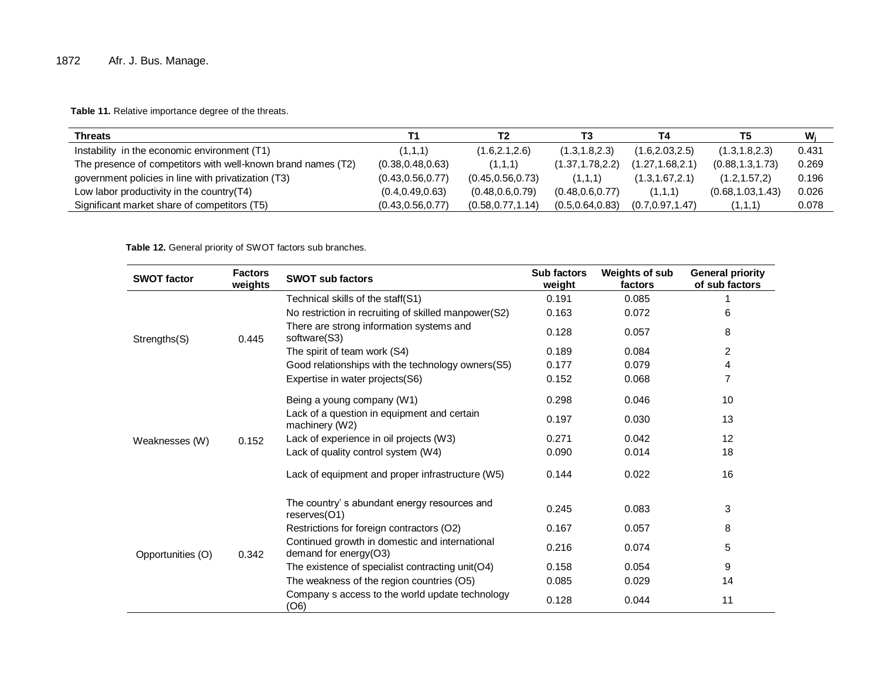**Table 11.** Relative importance degree of the threats.

| Threats | T1 | T2 | T3 | T4 | T5 | $W_j$ |
|---|---|---|---|---|---|---|
| Instability in the economic environment (T1) | (1,1,1) | (1.6,2.1,2.6) | (1.3,1.8,2.3) | (1.6,2.03,2.5) | (1.3,1.8,2.3) | 0.431 |
| The presence of competitors with well-known brand names (T2) | (0.38,0.48,0.63) | (1,1,1) | (1.37,1.78,2.2) | (1.27,1.68,2.1) | (0.88,1.3,1.73) | 0.269 |
| government policies in line with privatization (T3) | (0.43,0.56,0.77) | (0.45,0.56,0.73) | (1,1,1) | (1.3,1.67,2.1) | (1.2,1.57,2) | 0.196 |
| Low labor productivity in the country(T4) | (0.4,0.49,0.63) | (0.48,0.6,0.79) | (0.48,0.6,0.77) | (1,1,1) | (0.68,1.03,1.43) | 0.026 |
| Significant market share of competitors (T5) | (0.43,0.56,0.77) | (0.58,0.77,1.14) | (0.5,0.64,0.83) | (0.7,0.97,1.47) | (1,1,1) | 0.078 |

**Table 12.** General priority of SWOT factors sub branches.

| SWOT factor | Factors weights | SWOT sub factors | Sub factors weight | Weights of sub factors | General priority of sub factors |
|---|---|---|---|---|---|
| Strengths(S) | 0.445 | Technical skills of the staff(S1) | 0.191 | 0.085 | 1 |
| | | No restriction in recruiting of skilled manpower(S2) | 0.163 | 0.072 | 6 |
| | | There are strong information systems and software(S3) | 0.128 | 0.057 | 8 |
| | | The spirit of team work (S4) | 0.189 | 0.084 | 2 |
| | | Good relationships with the technology owners(S5) | 0.177 | 0.079 | 4 |
| | | Expertise in water projects(S6) | 0.152 | 0.068 | 7 |
| Weaknesses (W) | 0.152 | Being a young company (W1) | 0.298 | 0.046 | 10 |
| | | Lack of a question in equipment and certain machinery (W2) | 0.197 | 0.030 | 13 |
| | | Lack of experience in oil projects (W3) | 0.271 | 0.042 | 12 |
| | | Lack of quality control system (W4) | 0.090 | 0.014 | 18 |
| | | Lack of equipment and proper infrastructure (W5) | 0.144 | 0.022 | 16 |
| Opportunities (O) | 0.342 | The country' s abundant energy resources and reserves(O1) | 0.245 | 0.083 | 3 |
| | | Restrictions for foreign contractors (O2) | 0.167 | 0.057 | 8 |
| | | Continued growth in domestic and international demand for energy(O3) | 0.216 | 0.074 | 5 |
| | | The existence of specialist contracting unit(O4) | 0.158 | 0.054 | 9 |
| | | The weakness of the region countries (O5) | 0.085 | 0.029 | 14 |
| | | Company s access to the world update technology (O6) | 0.128 | 0.044 | 11 |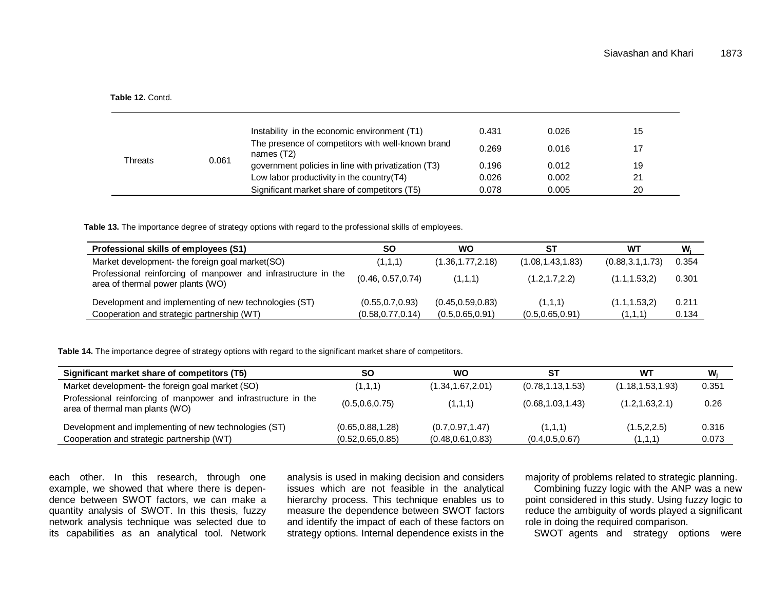**Table 12.** Contd.

| | | | | | |
|---|---|---|---|---|---|
| Threats | 0.061 | Instability in the economic environment (T1) | 0.431 | 0.026 | 15 |
| | | The presence of competitors with well-known brand names (T2) | 0.269 | 0.016 | 17 |
| | | government policies in line with privatization (T3) | 0.196 | 0.012 | 19 |
| | | Low labor productivity in the country(T4) | 0.026 | 0.002 | 21 |
| | | Significant market share of competitors (T5) | 0.078 | 0.005 | 20 |

**Table 13.** The importance degree of strategy options with regard to the professional skills of employees.

| Professional skills of employees (S1) | SO | WO | ST | WT | $W_j$ |
|---|---|---|---|---|---|
| Market development- the foreign goal market(SO) | (1,1,1) | (1.36,1.77,2.18) | (1.08,1.43,1.83) | (0.88,3.1,1.73) | 0.354 |
| Professional reinforcing of manpower and infrastructure in the area of thermal power plants (WO) | (0.46, 0.57,0.74) | (1,1,1) | (1.2,1.7,2.2) | (1.1,1.53,2) | 0.301 |
| Development and implementing of new technologies (ST) | (0.55,0.7,0.93) | (0.45,0.59,0.83) | (1,1,1) | (1.1,1.53,2) | 0.211 |
| Cooperation and strategic partnership (WT) | (0.58,0.77,0.14) | (0.5,0.65,0.91) | (0.5,0.65,0.91) | (1,1,1) | 0.134 |

**Table 14.** The importance degree of strategy options with regard to the significant market share of competitors.

| Significant market share of competitors (T5) | SO | WO | ST | WT | $W_j$ |
|---|---|---|---|---|---|
| Market development- the foreign goal market (SO) | (1,1,1) | (1.34,1.67,2.01) | (0.78,1.13,1.53) | (1.18,1.53,1.93) | 0.351 |
| Professional reinforcing of manpower and infrastructure in the area of thermal man plants (WO) | (0.5,0.6,0.75) | (1,1,1) | (0.68,1.03,1.43) | (1.2,1.63,2.1) | 0.26 |
| Development and implementing of new technologies (ST) | (0.65,0.88,1.28) | (0.7,0.97,1.47) | (1,1,1) | (1.5,2,2.5) | 0.316 |
| Cooperation and strategic partnership (WT) | (0.52,0.65,0.85) | (0.48,0.61,0.83) | (0.4,0.5,0.67) | (1,1,1) | 0.073 |

each other. In this research, through one example, we showed that where there is dependence between SWOT factors, we can make a quantity analysis of SWOT. In this thesis, fuzzy network analysis technique was selected due to its capabilities as an analytical tool. Network analysis is used in making decision and considers issues which are not feasible in the analytical hierarchy process. This technique enables us to measure the dependence between SWOT factors and identify the impact of each of these factors on strategy options. Internal dependence exists in the majority of problems related to strategic planning.

Combining fuzzy logic with the ANP was a new point considered in this study. Using fuzzy logic to reduce the ambiguity of words played a significant role in doing the required comparison.

SWOT agents and strategy options were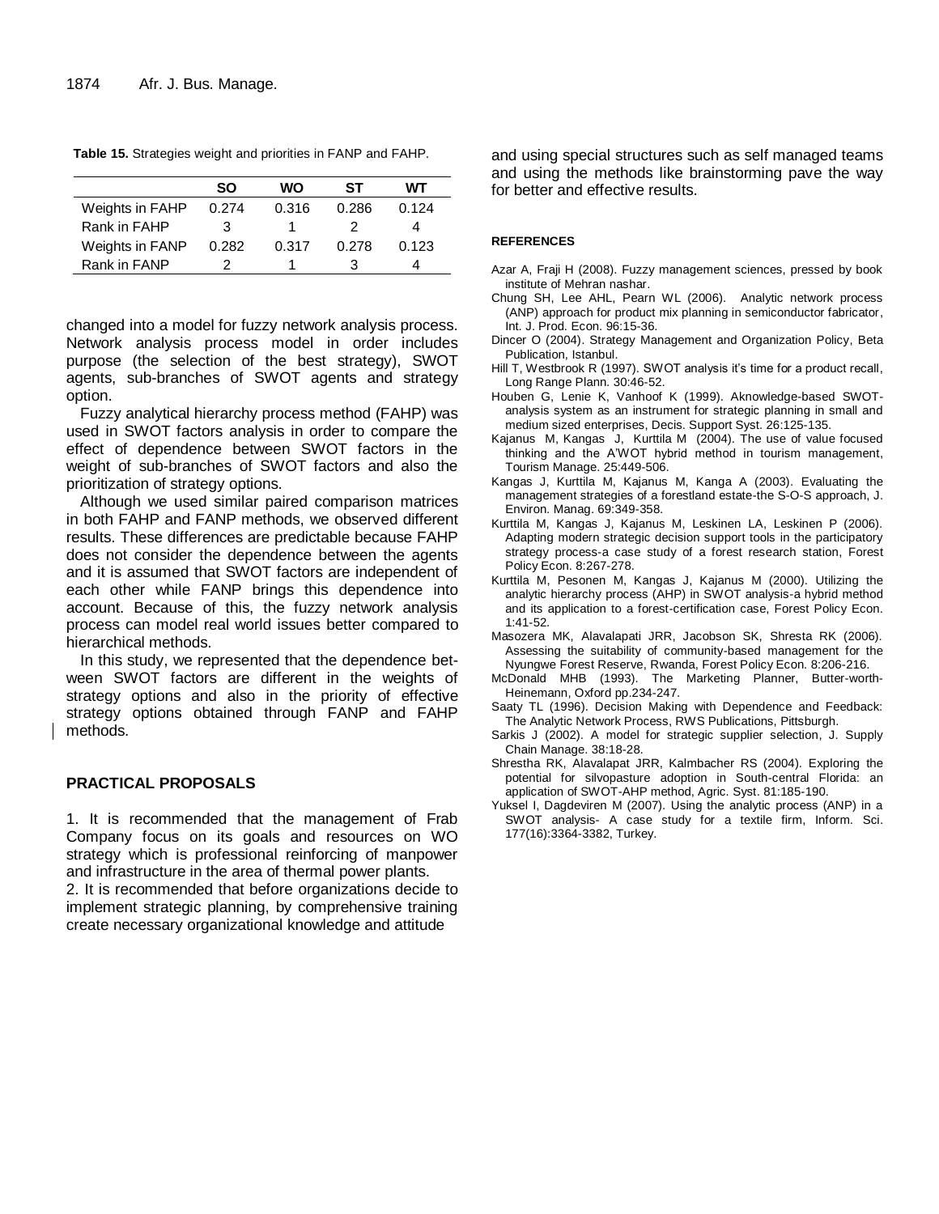**Table 15.** Strategies weight and priorities in FANP and FAHP.

| | SO | WO | ST | WT |
|---|---|---|---|---|
| Weights in FAHP | 0.274 | 0.316 | 0.286 | 0.124 |
| Rank in FAHP | 3 | 1 | 2 | 4 |
| Weights in FANP | 0.282 | 0.317 | 0.278 | 0.123 |
| Rank in FANP | 2 | 1 | 3 | 4 |

changed into a model for fuzzy network analysis process. Network analysis process model in order includes purpose (the selection of the best strategy), SWOT agents, sub-branches of SWOT agents and strategy option.

Fuzzy analytical hierarchy process method (FAHP) was used in SWOT factors analysis in order to compare the effect of dependence between SWOT factors in the weight of sub-branches of SWOT factors and also the prioritization of strategy options.

Although we used similar paired comparison matrices in both FAHP and FANP methods, we observed different results. These differences are predictable because FAHP does not consider the dependence between the agents and it is assumed that SWOT factors are independent of each other while FANP brings this dependence into account. Because of this, the fuzzy network analysis process can model real world issues better compared to hierarchical methods.

In this study, we represented that the dependence between SWOT factors are different in the weights of strategy options and also in the priority of effective strategy options obtained through FANP and FAHP methods.

## PRACTICAL PROPOSALS

1. It is recommended that the management of Frab Company focus on its goals and resources on WO strategy which is professional reinforcing of manpower and infrastructure in the area of thermal power plants.
2. It is recommended that before organizations decide to implement strategic planning, by comprehensive training create necessary organizational knowledge and attitude and using special structures such as self managed teams and using the methods like brainstorming pave the way for better and effective results.

## REFERENCES

Azar A, Fraji H (2008). Fuzzy management sciences, pressed by book institute of Mehran nashar.

Chung SH, Lee AHL, Pearn WL (2006). Analytic network process (ANP) approach for product mix planning in semiconductor fabricator, Int. J. Prod. Econ. 96:15-36.

Dincer O (2004). Strategy Management and Organization Policy, Beta Publication, Istanbul.

Hill T, Westbrook R (1997). SWOT analysis it's time for a product recall, Long Range Plann. 30:46-52.

Houben G, Lenie K, Vanhoof K (1999). Aknowledge-based SWOT-analysis system as an instrument for strategic planning in small and medium sized enterprises, Decis. Support Syst. 26:125-135.

Kajanus M, Kangas J, Kurttila M (2004). The use of value focused thinking and the A'WOT hybrid method in tourism management, Tourism Manage. 25:449-506.

Kangas J, Kurttila M, Kajanus M, Kanga A (2003). Evaluating the management strategies of a forestland estate-the S-O-S approach, J. Environ. Manag. 69:349-358.

Kurttila M, Kangas J, Kajanus M, Leskinen LA, Leskinen P (2006). Adapting modern strategic decision support tools in the participatory strategy process-a case study of a forest research station, Forest Policy Econ. 8:267-278.

Kurttila M, Pesonen M, Kangas J, Kajanus M (2000). Utilizing the analytic hierarchy process (AHP) in SWOT analysis-a hybrid method and its application to a forest-certification case, Forest Policy Econ. 1:41-52.

Masozera MK, Alavalapati JRR, Jacobson SK, Shresta RK (2006). Assessing the suitability of community-based management for the Nyungwe Forest Reserve, Rwanda, Forest Policy Econ. 8:206-216.

McDonald MHB (1993). The Marketing Planner, Butter-worth-Heinemann, Oxford pp.234-247.

Saaty TL (1996). Decision Making with Dependence and Feedback: The Analytic Network Process, RWS Publications, Pittsburgh.

Sarkis J (2002). A model for strategic supplier selection, J. Supply Chain Manage. 38:18-28.

Shrestha RK, Alavalapat JRR, Kalmbacher RS (2004). Exploring the potential for silvopasture adoption in South-central Florida: an application of SWOT-AHP method, Agric. Syst. 81:185-190.

Yuksel I, Dagdeviren M (2007). Using the analytic process (ANP) in a SWOT analysis- A case study for a textile firm, Inform. Sci. 177(16):3364-3382, Turkey.